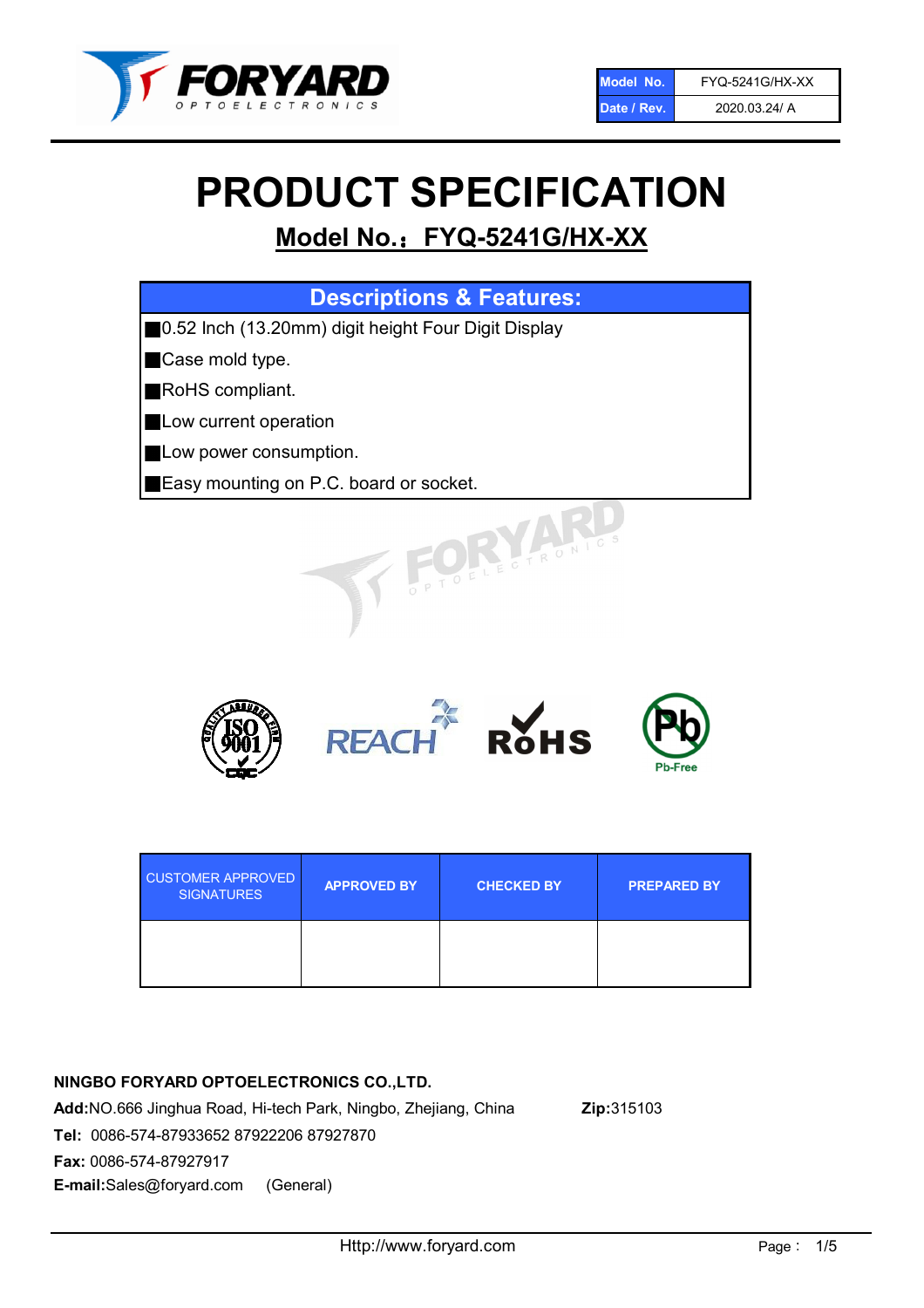| Model No. | FYQ-5241G/HX-XX |
| --- | --- |
| Date / Rev. | 2020.03.24/ A |

# PRODUCT SPECIFICATION

## Model No.：FYQ-5241G/HX-XX

### Descriptions & Features:

- 0.52 Inch (13.20mm) digit height Four Digit Display
- Case mold type.
- RoHS compliant.
- Low current operation
- Low power consumption.
- Easy mounting on P.C. board or socket.

| CUSTOMER APPROVED SIGNATURES | APPROVED BY | CHECKED BY | PREPARED BY |
| --- | --- | --- | --- |
| | | | |

**NINGBO FORYARD OPTOELECTRONICS CO.,LTD.**

**Add:**NO.666 Jinghua Road, Hi-tech Park, Ningbo, Zhejiang, China **Zip:**315103

**Tel:** 0086-574-87933652 87922206 87927870

**Fax:** 0086-574-87927917

**E-mail:**Sales@foryard.com (General)

Http://www.foryard.com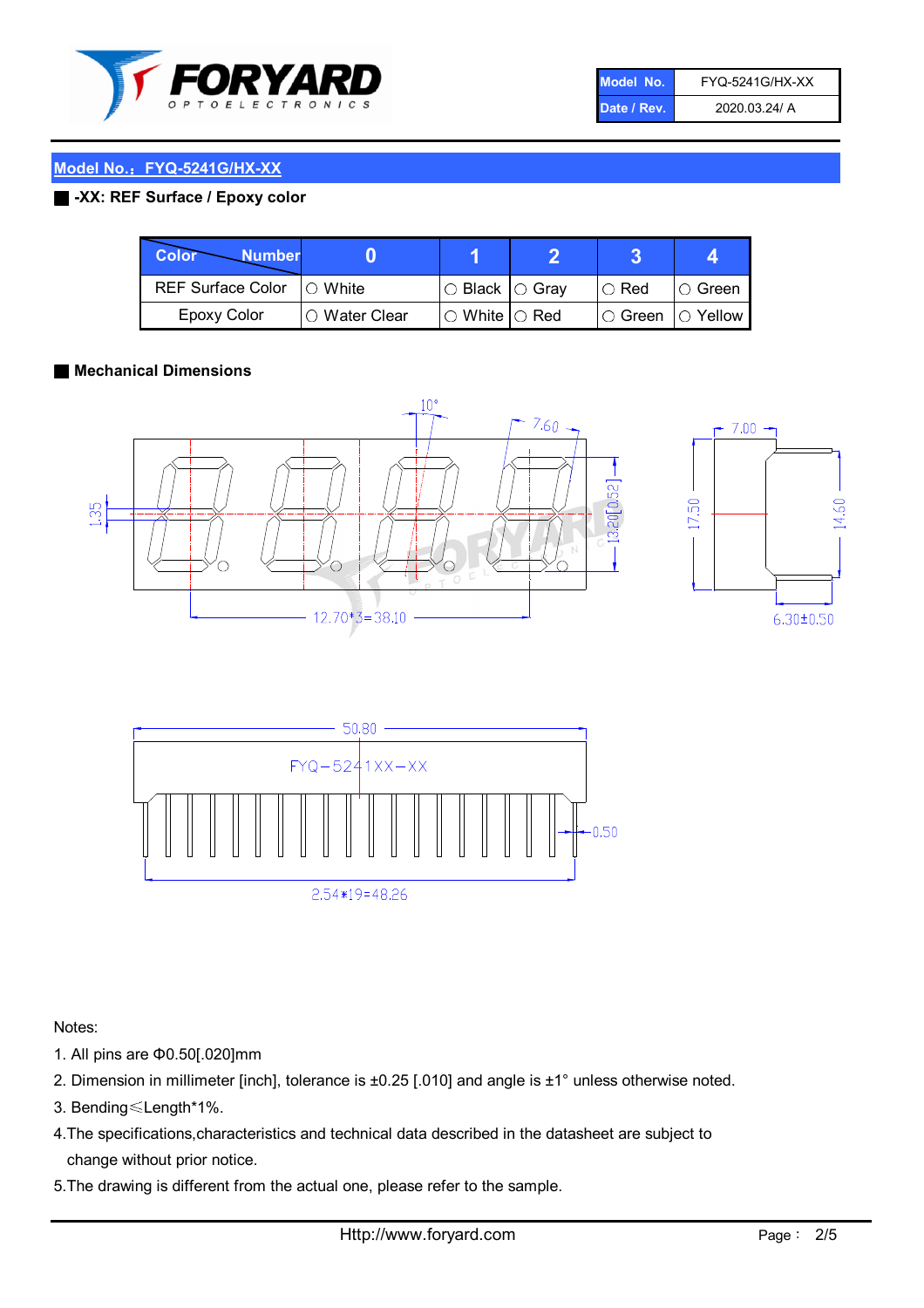| Model No. | FYQ-5241G/HX-XX |
| --- | --- |
| Date / Rev. | 2020.03.24/ A |

## Model No.：FYQ-5241G/HX-XX

### -XX: REF Surface / Epoxy color

| Color \ Number | 0 | 1 | 2 | 3 | 4 |
| --- | --- | --- | --- | --- | --- |
| REF Surface Color | ○ White | ○ Black | ○ Gray | ○ Red | ○ Green |
| Epoxy Color | ○ Water Clear | ○ White | ○ Red | ○ Green | ○ Yellow |

### Mechanical Dimensions

10°
7.60
7.00
1.35
13.20[0.52]
17.50
14.60
12.70*3=38.10
6.30±0.50
50.80
FYQ-5241XX-XX
0.50
2.54*19=48.26

Notes:

1. All pins are Φ0.50[.020]mm
2. Dimension in millimeter [inch], tolerance is ±0.25 [.010] and angle is ±1° unless otherwise noted.
3. Bending≤Length*1%.
4. The specifications,characteristics and technical data described in the datasheet are subject to change without prior notice.
5. The drawing is different from the actual one, please refer to the sample.

Http://www.foryard.com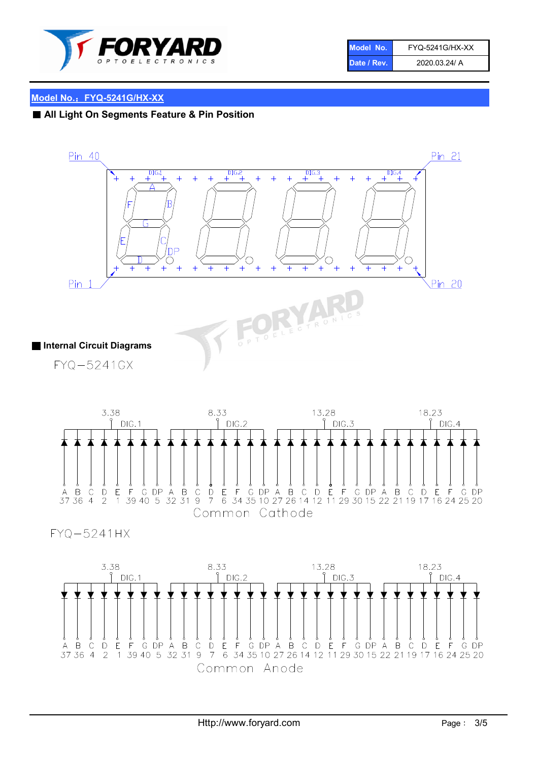## Model No.：FYQ-5241G/HX-XX

### All Light On Segments Feature & Pin Position

Pin 40 Pin 21

DIG.1 DIG.2 DIG.3 DIG.4

A B C D E F G DP

Pin 1 Pin 20

### Internal Circuit Diagrams

FYQ−5241GX

| | 3.38 DIG.1 | | | | | | | | 8.33 DIG.2 | | | | | | | | 13.28 DIG.3 | | | | | | | | 18.23 DIG.4 | | | | | | | |
|---|---|---|---|---|---|---|---|---|---|---|---|---|---|---|---|---|---|---|---|---|---|---|---|---|---|---|---|---|---|---|---|---|
| Segment | A | B | C | D | E | F | G | DP | A | B | C | D | E | F | G | DP | A | B | C | D | E | F | G | DP | A | B | C | D | E | F | G | DP |
| Pin | 37 | 36 | 4 | 2 | 1 | 39 | 40 | 5 | 32 | 31 | 9 | 7 | 6 | 34 | 35 | 10 | 27 | 26 | 14 | 12 | 11 | 29 | 30 | 15 | 22 | 21 | 19 | 17 | 16 | 24 | 25 | 20 |

Common Cathode

FYQ−5241HX

| | 3.38 DIG.1 | | | | | | | | 8.33 DIG.2 | | | | | | | | 13.28 DIG.3 | | | | | | | | 18.23 DIG.4 | | | | | | | |
|---|---|---|---|---|---|---|---|---|---|---|---|---|---|---|---|---|---|---|---|---|---|---|---|---|---|---|---|---|---|---|---|---|
| Segment | A | B | C | D | E | F | G | DP | A | B | C | D | E | F | G | DP | A | B | C | D | E | F | G | DP | A | B | C | D | E | F | G | DP |
| Pin | 37 | 36 | 4 | 2 | 1 | 39 | 40 | 5 | 32 | 31 | 9 | 7 | 6 | 34 | 35 | 10 | 27 | 26 | 14 | 12 | 11 | 29 | 30 | 15 | 22 | 21 | 19 | 17 | 16 | 24 | 25 | 20 |

Common Anode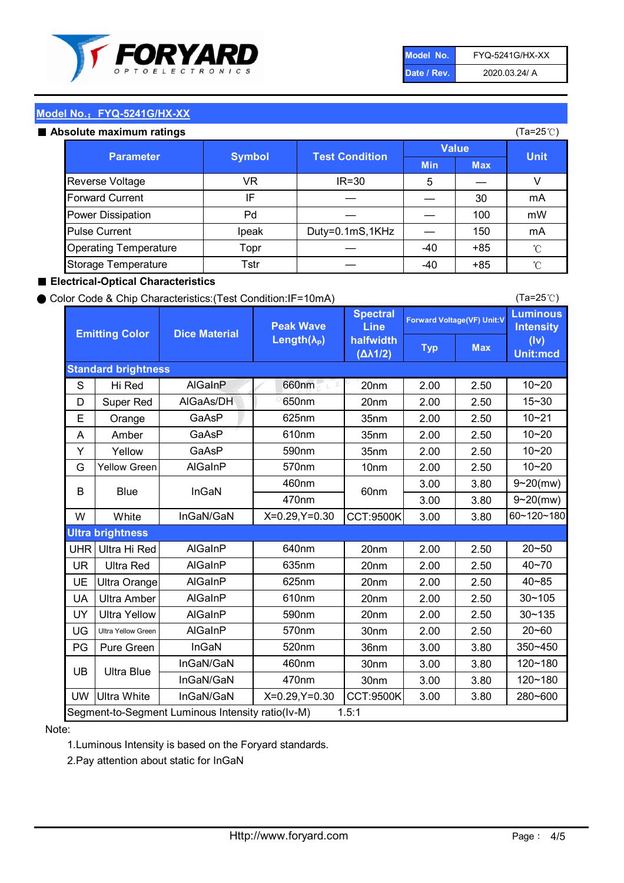| Model No. | FYQ-5241G/HX-XX |
|---|---|
| Date / Rev. | 2020.03.24/ A |

## Model No.：FYQ-5241G/HX-XX

### ■ Absolute maximum ratings

(Ta=25℃)

| Parameter | Symbol | Test Condition | Value | | Unit |
|---|---|---|---|---|---|
| | | | Min | Max | |
| Reverse Voltage | VR | IR=30 | 5 | — | V |
| Forward Current | IF | — | — | 30 | mA |
| Power Dissipation | Pd | — | — | 100 | mW |
| Pulse Current | Ipeak | Duty=0.1mS,1KHz | — | 150 | mA |
| Operating Temperature | Topr | — | -40 | +85 | ℃ |
| Storage Temperature | Tstr | — | -40 | +85 | ℃ |

### ■ Electrical-Optical Characteristics

● Color Code & Chip Characteristics:(Test Condition:IF=10mA)

(Ta=25℃)

| Emitting Color | | Dice Material | Peak Wave Length($\lambda_P$) | Spectral Line halfwidth ($\Delta\lambda 1/2$) | Forward Voltage(VF) Unit:V | | Luminous Intensity (Iv) Unit:mcd |
|---|---|---|---|---|---|---|---|
| | | | | | Typ | Max | |
| **Standard brightness** | | | | | | | |
| S | Hi Red | AlGaInP | 660nm | 20nm | 2.00 | 2.50 | 10~20 |
| D | Super Red | AlGaAs/DH | 650nm | 20nm | 2.00 | 2.50 | 15~30 |
| E | Orange | GaAsP | 625nm | 35nm | 2.00 | 2.50 | 10~21 |
| A | Amber | GaAsP | 610nm | 35nm | 2.00 | 2.50 | 10~20 |
| Y | Yellow | GaAsP | 590nm | 35nm | 2.00 | 2.50 | 10~20 |
| G | Yellow Green | AlGaInP | 570nm | 10nm | 2.00 | 2.50 | 10~20 |
| B | Blue | InGaN | 460nm | 60nm | 3.00 | 3.80 | 9~20(mw) |
| | | | 470nm | | 3.00 | 3.80 | 9~20(mw) |
| W | White | InGaN/GaN | X=0.29,Y=0.30 | CCT:9500K | 3.00 | 3.80 | 60~120~180 |
| **Ultra brightness** | | | | | | | |
| UHR | Ultra Hi Red | AlGaInP | 640nm | 20nm | 2.00 | 2.50 | 20~50 |
| UR | Ultra Red | AlGaInP | 635nm | 20nm | 2.00 | 2.50 | 40~70 |
| UE | Ultra Orange | AlGaInP | 625nm | 20nm | 2.00 | 2.50 | 40~85 |
| UA | Ultra Amber | AlGaInP | 610nm | 20nm | 2.00 | 2.50 | 30~105 |
| UY | Ultra Yellow | AlGaInP | 590nm | 20nm | 2.00 | 2.50 | 30~135 |
| UG | Ultra Yellow Green | AlGaInP | 570nm | 30nm | 2.00 | 2.50 | 20~60 |
| PG | Pure Green | InGaN | 520nm | 36nm | 3.00 | 3.80 | 350~450 |
| UB | Ultra Blue | InGaN/GaN | 460nm | 30nm | 3.00 | 3.80 | 120~180 |
| | | InGaN/GaN | 470nm | 30nm | 3.00 | 3.80 | 120~180 |
| UW | Ultra White | InGaN/GaN | X=0.29,Y=0.30 | CCT:9500K | 3.00 | 3.80 | 280~600 |
| Segment-to-Segment Luminous Intensity ratio(Iv-M) | | | | 1.5:1 | | | |

Note:

1.Luminous Intensity is based on the Foryard standards.

2.Pay attention about static for InGaN

Http://www.foryard.com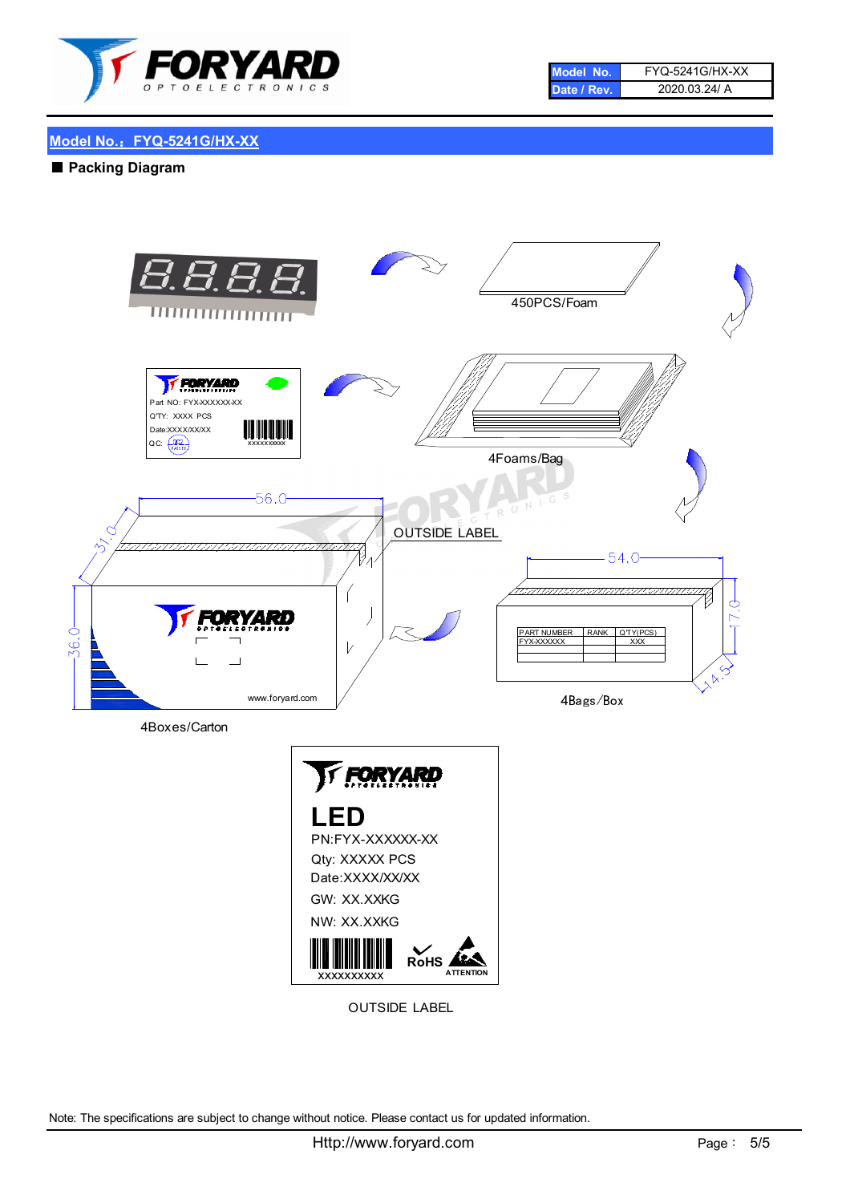| Model No. | FYQ-5241G/HX-XX |
| --- | --- |
| Date / Rev. | 2020.03.24/ A |

## Model No.：FYQ-5241G/HX-XX

### ■ Packing Diagram

450PCS/Foam

Part NO: FYX-XXXXXX-XX
Q'TY: XXXX PCS
Date:XXXX/XX/XX
QC:
XXXXXXXXXX

4Foams/Bag

56.0
31.0
36.0
OUTSIDE LABEL
www.foryard.com

4Boxes/Carton

54.0
17.0
14.5

| PART NUMBER | RANK | Q'TY(PCS) |
| --- | --- | --- |
| FYX-XXXXXX | | XXX |
| | | |
| | | |

4Bags/Box

LED
PN:FYX-XXXXXX-XX
Qty: XXXXX PCS
Date:XXXX/XX/XX
GW: XX.XXKG
NW: XX.XXKG
XXXXXXXXXX
RoHS
ATTENTION

OUTSIDE LABEL

Note: The specifications are subject to change without notice. Please contact us for updated information.